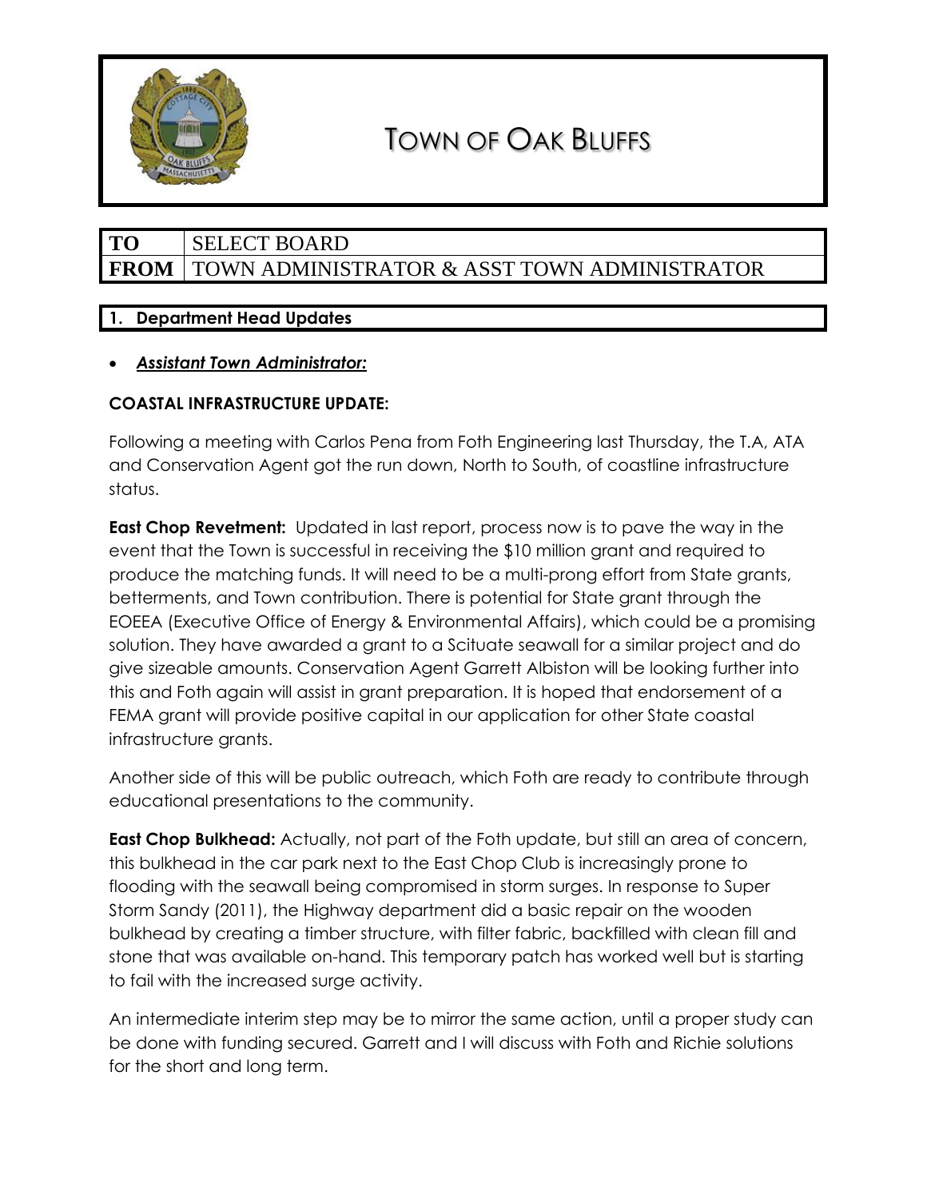# TOWN OF OAK BLUFFS

| TO | SELECT BOARD |
|---|---|
| FROM | TOWN ADMINISTRATOR & ASST TOWN ADMINISTRATOR |

## 1. Department Head Updates

- ***Assistant Town Administrator:***

**COASTAL INFRASTRUCTURE UPDATE:**

Following a meeting with Carlos Pena from Foth Engineering last Thursday, the T.A, ATA and Conservation Agent got the run down, North to South, of coastline infrastructure status.

**East Chop Revetment:** Updated in last report, process now is to pave the way in the event that the Town is successful in receiving the $10 million grant and required to produce the matching funds. It will need to be a multi-prong effort from State grants, betterments, and Town contribution. There is potential for State grant through the EOEEA (Executive Office of Energy & Environmental Affairs), which could be a promising solution. They have awarded a grant to a Scituate seawall for a similar project and do give sizeable amounts. Conservation Agent Garrett Albiston will be looking further into this and Foth again will assist in grant preparation. It is hoped that endorsement of a FEMA grant will provide positive capital in our application for other State coastal infrastructure grants.

Another side of this will be public outreach, which Foth are ready to contribute through educational presentations to the community.

**East Chop Bulkhead:** Actually, not part of the Foth update, but still an area of concern, this bulkhead in the car park next to the East Chop Club is increasingly prone to flooding with the seawall being compromised in storm surges. In response to Super Storm Sandy (2011), the Highway department did a basic repair on the wooden bulkhead by creating a timber structure, with filter fabric, backfilled with clean fill and stone that was available on-hand. This temporary patch has worked well but is starting to fail with the increased surge activity.

An intermediate interim step may be to mirror the same action, until a proper study can be done with funding secured. Garrett and I will discuss with Foth and Richie solutions for the short and long term.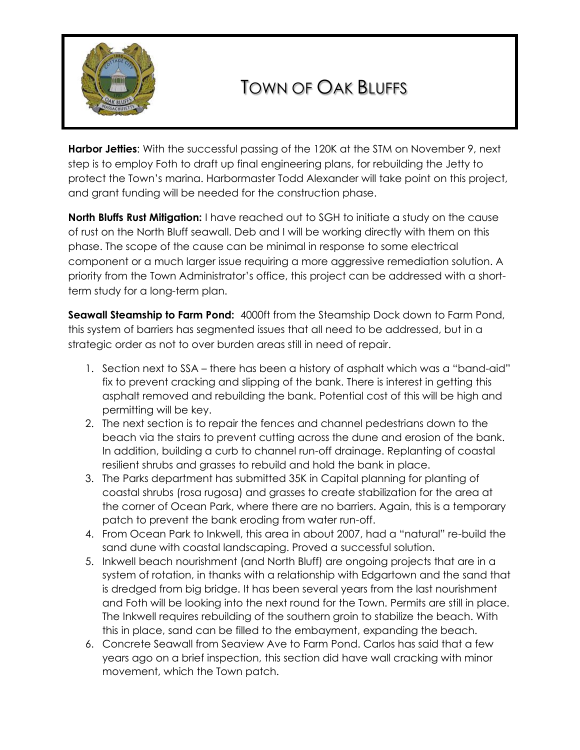# TOWN OF OAK BLUFFS

**Harbor Jetties**: With the successful passing of the 120K at the STM on November 9, next step is to employ Foth to draft up final engineering plans, for rebuilding the Jetty to protect the Town's marina. Harbormaster Todd Alexander will take point on this project, and grant funding will be needed for the construction phase.

**North Bluffs Rust Mitigation:** I have reached out to SGH to initiate a study on the cause of rust on the North Bluff seawall. Deb and I will be working directly with them on this phase. The scope of the cause can be minimal in response to some electrical component or a much larger issue requiring a more aggressive remediation solution. A priority from the Town Administrator's office, this project can be addressed with a short-term study for a long-term plan.

**Seawall Steamship to Farm Pond:** 4000ft from the Steamship Dock down to Farm Pond, this system of barriers has segmented issues that all need to be addressed, but in a strategic order as not to over burden areas still in need of repair.

1. Section next to SSA – there has been a history of asphalt which was a "band-aid" fix to prevent cracking and slipping of the bank. There is interest in getting this asphalt removed and rebuilding the bank. Potential cost of this will be high and permitting will be key.
2. The next section is to repair the fences and channel pedestrians down to the beach via the stairs to prevent cutting across the dune and erosion of the bank. In addition, building a curb to channel run-off drainage. Replanting of coastal resilient shrubs and grasses to rebuild and hold the bank in place.
3. The Parks department has submitted 35K in Capital planning for planting of coastal shrubs (rosa rugosa) and grasses to create stabilization for the area at the corner of Ocean Park, where there are no barriers. Again, this is a temporary patch to prevent the bank eroding from water run-off.
4. From Ocean Park to Inkwell, this area in about 2007, had a "natural" re-build the sand dune with coastal landscaping. Proved a successful solution.
5. Inkwell beach nourishment (and North Bluff) are ongoing projects that are in a system of rotation, in thanks with a relationship with Edgartown and the sand that is dredged from big bridge. It has been several years from the last nourishment and Foth will be looking into the next round for the Town. Permits are still in place. The Inkwell requires rebuilding of the southern groin to stabilize the beach. With this in place, sand can be filled to the embayment, expanding the beach.
6. Concrete Seawall from Seaview Ave to Farm Pond. Carlos has said that a few years ago on a brief inspection, this section did have wall cracking with minor movement, which the Town patch.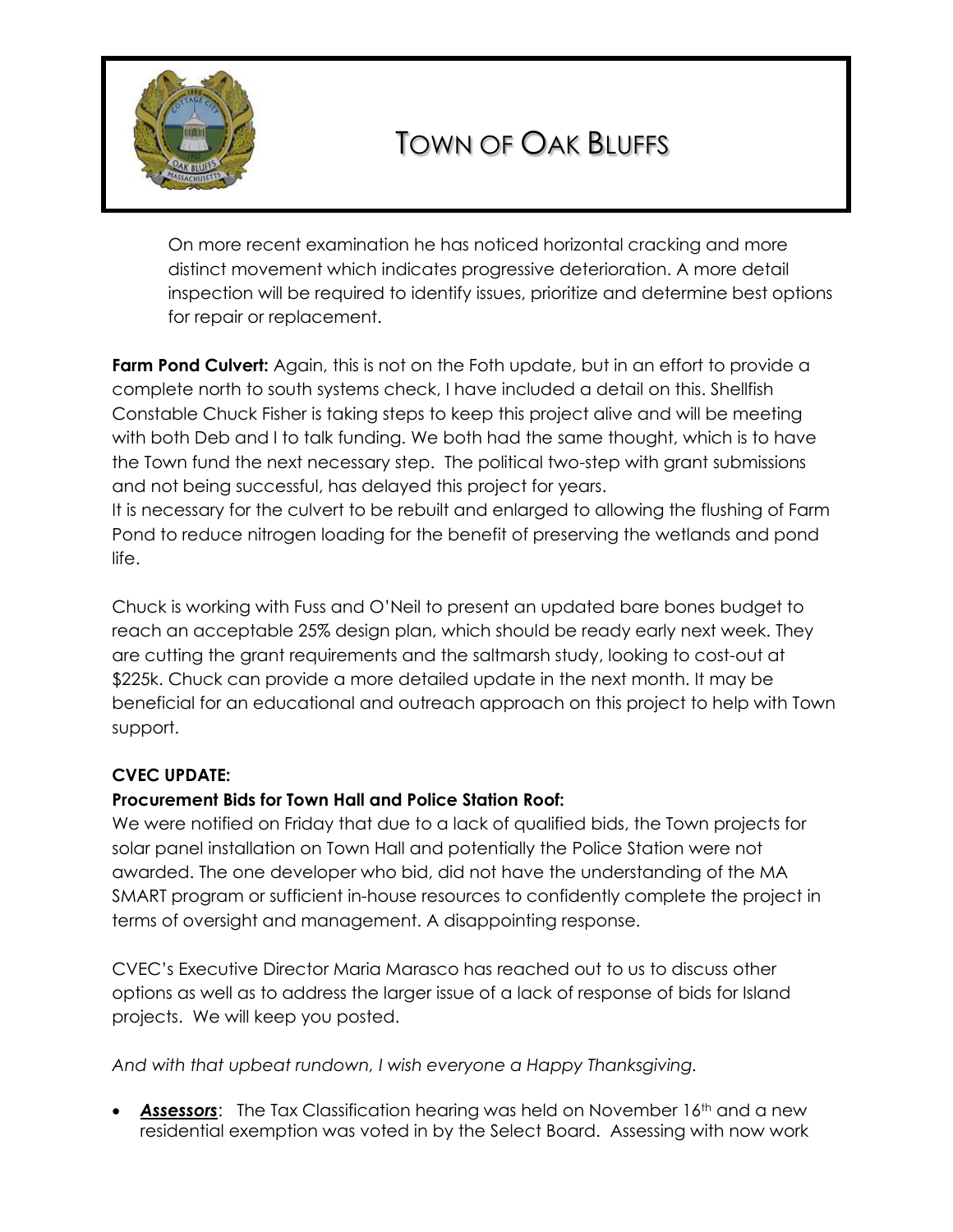On more recent examination he has noticed horizontal cracking and more distinct movement which indicates progressive deterioration. A more detail inspection will be required to identify issues, prioritize and determine best options for repair or replacement.

**Farm Pond Culvert:** Again, this is not on the Foth update, but in an effort to provide a complete north to south systems check, I have included a detail on this. Shellfish Constable Chuck Fisher is taking steps to keep this project alive and will be meeting with both Deb and I to talk funding. We both had the same thought, which is to have the Town fund the next necessary step. The political two-step with grant submissions and not being successful, has delayed this project for years.
It is necessary for the culvert to be rebuilt and enlarged to allowing the flushing of Farm Pond to reduce nitrogen loading for the benefit of preserving the wetlands and pond life.

Chuck is working with Fuss and O'Neil to present an updated bare bones budget to reach an acceptable 25% design plan, which should be ready early next week. They are cutting the grant requirements and the saltmarsh study, looking to cost-out at $225k. Chuck can provide a more detailed update in the next month. It may be beneficial for an educational and outreach approach on this project to help with Town support.

**CVEC UPDATE:**

**Procurement Bids for Town Hall and Police Station Roof:**

We were notified on Friday that due to a lack of qualified bids, the Town projects for solar panel installation on Town Hall and potentially the Police Station were not awarded. The one developer who bid, did not have the understanding of the MA SMART program or sufficient in-house resources to confidently complete the project in terms of oversight and management. A disappointing response.

CVEC's Executive Director Maria Marasco has reached out to us to discuss other options as well as to address the larger issue of a lack of response of bids for Island projects. We will keep you posted.

*And with that upbeat rundown, I wish everyone a Happy Thanksgiving.*

- ***Assessors***: The Tax Classification hearing was held on November 16th and a new residential exemption was voted in by the Select Board. Assessing with now work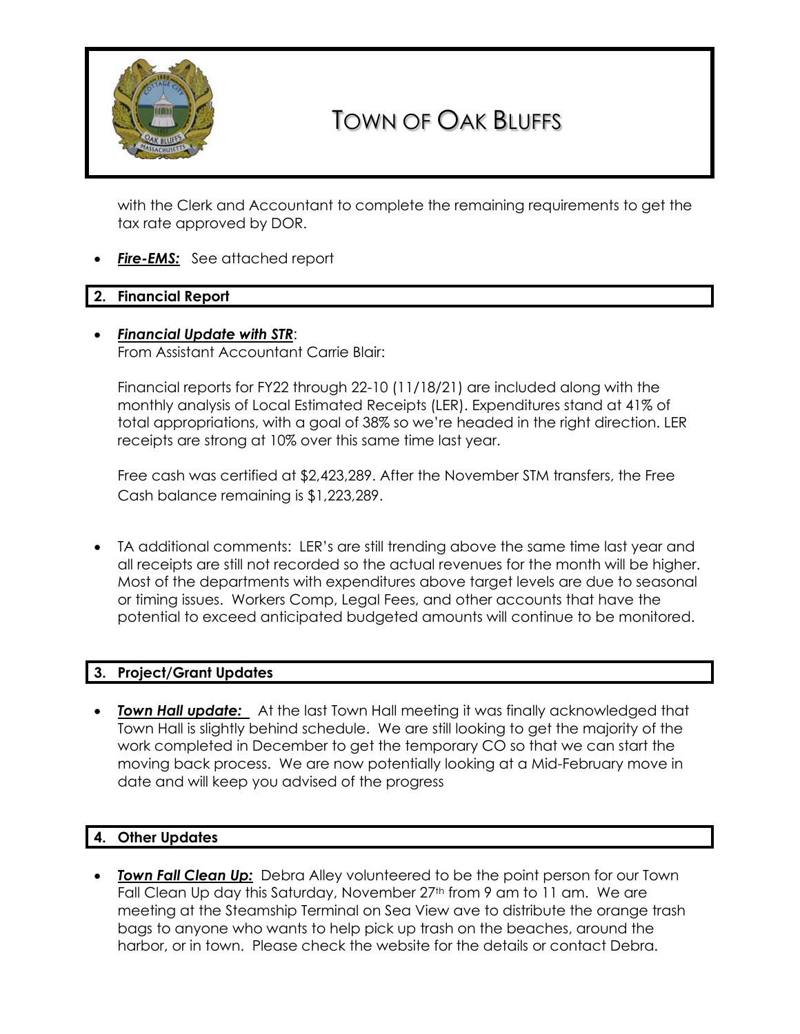with the Clerk and Accountant to complete the remaining requirements to get the tax rate approved by DOR.

- ***Fire-EMS:*** See attached report

## 2. Financial Report

- ***Financial Update with STR***:
  From Assistant Accountant Carrie Blair:

  Financial reports for FY22 through 22-10 (11/18/21) are included along with the monthly analysis of Local Estimated Receipts (LER). Expenditures stand at 41% of total appropriations, with a goal of 38% so we're headed in the right direction. LER receipts are strong at 10% over this same time last year.

  Free cash was certified at $2,423,289. After the November STM transfers, the Free Cash balance remaining is $1,223,289.

- TA additional comments: LER's are still trending above the same time last year and all receipts are still not recorded so the actual revenues for the month will be higher. Most of the departments with expenditures above target levels are due to seasonal or timing issues. Workers Comp, Legal Fees, and other accounts that have the potential to exceed anticipated budgeted amounts will continue to be monitored.

## 3. Project/Grant Updates

- ***Town Hall update:*** At the last Town Hall meeting it was finally acknowledged that Town Hall is slightly behind schedule. We are still looking to get the majority of the work completed in December to get the temporary CO so that we can start the moving back process. We are now potentially looking at a Mid-February move in date and will keep you advised of the progress

## 4. Other Updates

- ***Town Fall Clean Up:*** Debra Alley volunteered to be the point person for our Town Fall Clean Up day this Saturday, November 27th from 9 am to 11 am. We are meeting at the Steamship Terminal on Sea View ave to distribute the orange trash bags to anyone who wants to help pick up trash on the beaches, around the harbor, or in town. Please check the website for the details or contact Debra.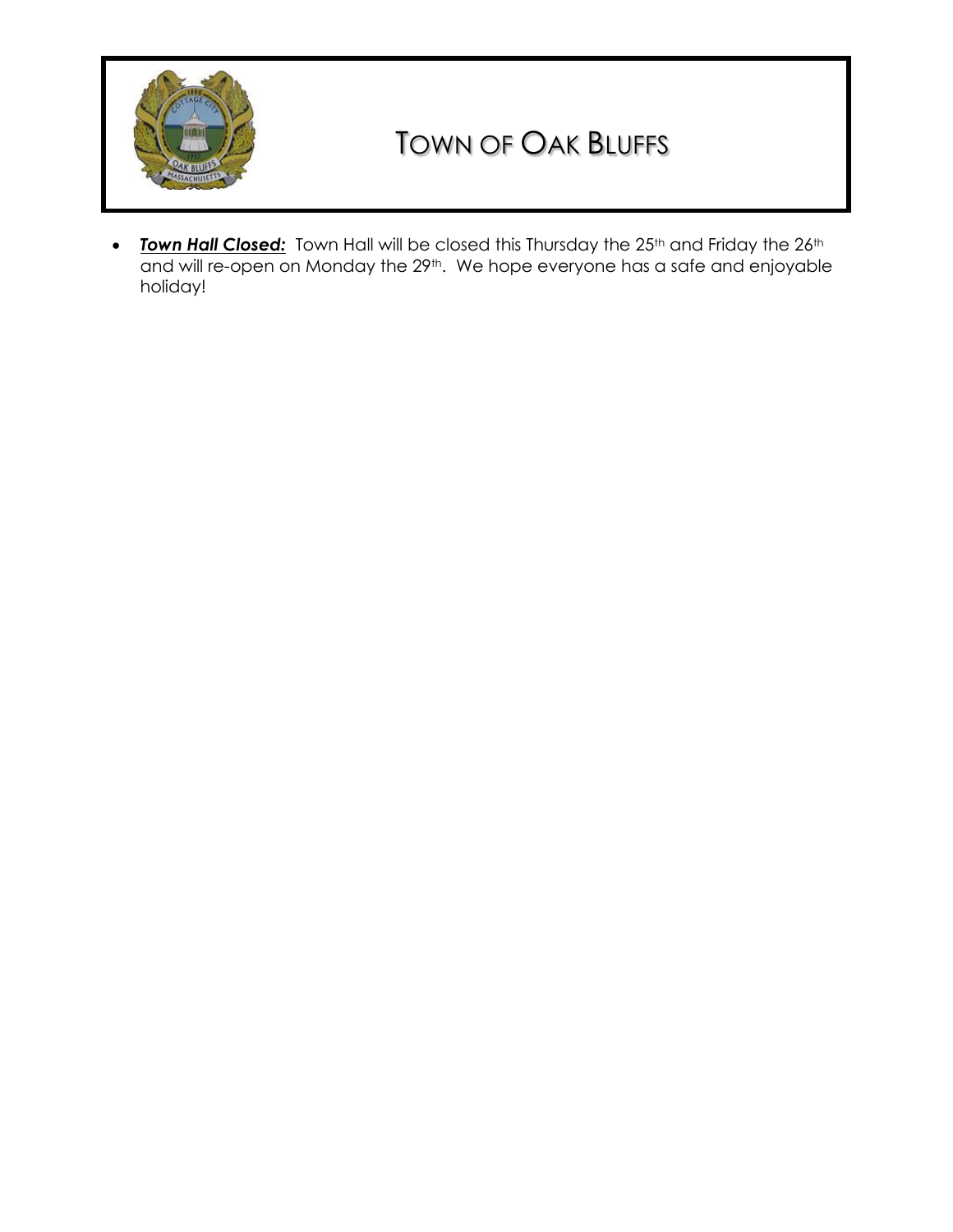# TOWN OF OAK BLUFFS

- ***Town Hall Closed:*** Town Hall will be closed this Thursday the 25th and Friday the 26th and will re-open on Monday the 29th. We hope everyone has a safe and enjoyable holiday!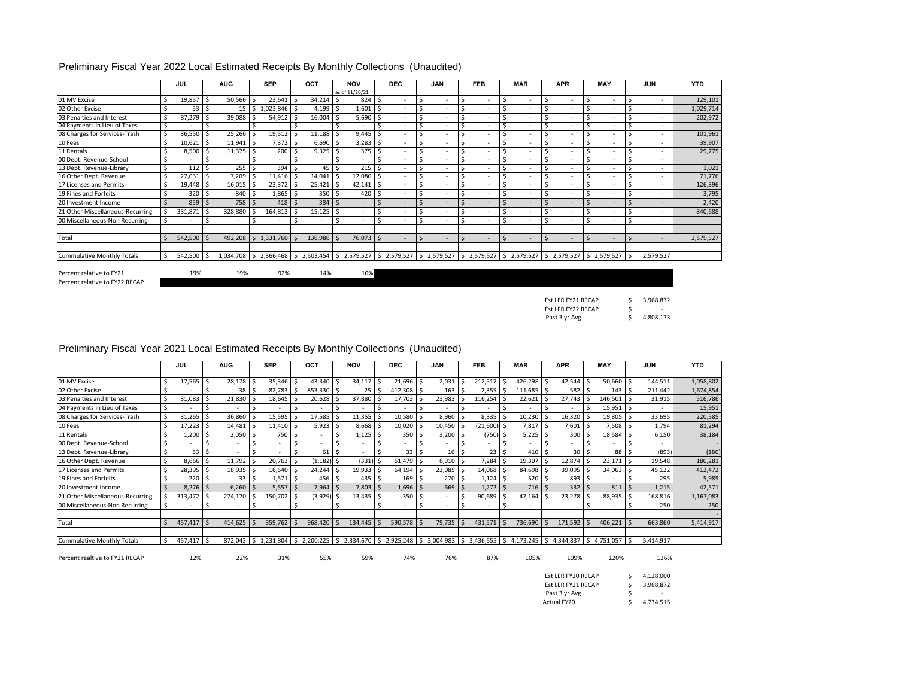## Preliminary Fiscal Year 2022 Local Estimated Receipts By Monthly Collections (Unaudited)

| | JUL | AUG | SEP | OCT | NOV | DEC | JAN | FEB | MAR | APR | MAY | JUN | YTD |
|---|---|---|---|---|---|---|---|---|---|---|---|---|---|
| | | | | | as of 11/20/21 | | | | | | | | |
| 01 MV Excise | $ 19,857 | $ 50,566 | $ 23,641 | $ 34,214 | $ 824 | $ - | $ - | $ - | $ - | $ - | $ - | $ - | 129,101 |
| 02 Other Excise | $ 53 | $ 15 | $ 1,023,846 | $ 4,199 | $ 1,601 | $ - | $ - | $ - | $ - | $ - | $ - | $ - | 1,029,714 |
| 03 Penalties and Interest | $ 87,279 | $ 39,088 | $ 54,912 | $ 16,004 | $ 5,690 | $ - | $ - | $ - | $ - | $ - | $ - | $ - | 202,972 |
| 04 Payments in Lieu of Taxes | $ - | $ - | $ - | $ - | $ - | $ - | $ - | $ - | $ - | $ - | $ - | $ - | - |
| 08 Charges for Services-Trash | $ 36,550 | $ 25,266 | $ 19,512 | $ 11,188 | $ 9,445 | $ - | $ - | $ - | $ - | $ - | $ - | $ - | 101,961 |
| 10 Fees | $ 10,621 | $ 11,941 | $ 7,372 | $ 6,690 | $ 3,283 | $ - | $ - | $ - | $ - | $ - | $ - | $ - | 39,907 |
| 11 Rentals | $ 8,500 | $ 11,375 | $ 200 | $ 9,325 | $ 375 | $ - | $ - | $ - | $ - | $ - | $ - | $ - | 29,775 |
| 00 Dept. Revenue-School | $ - | $ - | $ - | $ - | $ - | $ - | $ - | $ - | $ - | $ - | $ - | $ - | - |
| 13 Dept. Revenue-Library | $ 112 | $ 255 | $ 394 | $ 45 | $ 215 | $ - | $ - | $ - | $ - | $ - | $ - | $ - | 1,021 |
| 16 Other Dept. Revenue | $ 27,031 | $ 7,209 | $ 11,416 | $ 14,041 | $ 12,080 | $ - | $ - | $ - | $ - | $ - | $ - | $ - | 71,776 |
| 17 Licenses and Permits | $ 19,448 | $ 16,015 | $ 23,372 | $ 25,421 | $ 42,141 | $ - | $ - | $ - | $ - | $ - | $ - | $ - | 126,396 |
| 19 Fines and Forfeits | $ 320 | $ 840 | $ 1,865 | $ 350 | $ 420 | $ - | $ - | $ - | $ - | $ - | $ - | $ - | 3,795 |
| 20 Investment Income | $ 859 | $ 758 | $ 418 | $ 384 | $ - | $ - | $ - | $ - | $ - | $ - | $ - | $ - | 2,420 |
| 21 Other Miscellaneous-Recurring | $ 331,871 | $ 328,880 | $ 164,813 | $ 15,125 | $ - | $ - | $ - | $ - | $ - | $ - | $ - | $ - | 840,688 |
| 00 Miscellaneous-Non Recurring | $ - | $ - | $ - | $ - | $ - | $ - | $ - | $ - | $ - | $ - | $ - | $ - | - |
| | | | | | | | | | | | | | - |
| Total | $ 542,500 | $ 492,208 | $ 1,331,760 | $ 136,986 | $ 76,073 | $ - | $ - | $ - | $ - | $ - | $ - | $ - | 2,579,527 |
| | | | | | | | | | | | | | |
| Cummulative Monthly Totals | $ 542,500 | $ 1,034,708 | $ 2,366,468 | $ 2,503,454 | $ 2,579,527 | $ 2,579,527 | $ 2,579,527 | $ 2,579,527 | $ 2,579,527 | $ 2,579,527 | $ 2,579,527 | $ 2,579,527 | |
| | | | | | | | | | | | | | |
| Percent relative to FY21 | 19% | 19% | 92% | 14% | 10% | | | | | | | | |
| Percent relative to FY22 RECAP | | | | | | | | | | | | | |

| | |
|---|---|
| Est LER FY21 RECAP | $ 3,968,872 |
| Est LER FY22 RECAP | $ - |
| Past 3 yr Avg | $ 4,808,173 |

## Preliminary Fiscal Year 2021 Local Estimated Receipts By Monthly Collections (Unaudited)

| | JUL | AUG | SEP | OCT | NOV | DEC | JAN | FEB | MAR | APR | MAY | JUN | YTD |
|---|---|---|---|---|---|---|---|---|---|---|---|---|---|
| 01 MV Excise | $ 17,565 | $ 28,178 | $ 35,346 | $ 43,340 | $ 34,117 | $ 21,696 | $ 2,031 | $ 212,517 | $ 426,298 | $ 42,544 | $ 50,660 | $ 144,511 | 1,058,802 |
| 02 Other Excise | $ - | $ 38 | $ 82,783 | $ 853,330 | $ 25 | $ 412,308 | $ 163 | $ 2,355 | $ 111,685 | $ 582 | $ 143 | $ 211,442 | 1,674,854 |
| 03 Penalties and Interest | $ 31,083 | $ 21,830 | $ 18,645 | $ 20,628 | $ 37,880 | $ 17,703 | $ 23,983 | $ 116,254 | $ 22,621 | $ 27,743 | $ 146,501 | $ 31,915 | 516,786 |
| 04 Payments in Lieu of Taxes | $ - | $ - | $ - | $ - | $ - | $ - | $ - | $ - | $ - | $ - | $ 15,951 | $ - | 15,951 |
| 08 Charges for Services-Trash | $ 31,265 | $ 36,860 | $ 15,595 | $ 17,585 | $ 11,355 | $ 10,580 | $ 8,960 | $ 8,335 | $ 10,230 | $ 16,320 | $ 19,805 | $ 33,695 | 220,585 |
| 10 Fees | $ 17,223 | $ 14,481 | $ 11,410 | $ 5,923 | $ 8,668 | $ 10,020 | $ 10,450 | $ (21,600) | $ 7,817 | $ 7,601 | $ 7,508 | $ 1,794 | 81,294 |
| 11 Rentals | $ 1,200 | $ 2,050 | $ 750 | $ - | $ 1,125 | $ 350 | $ 3,200 | $ (750) | $ 5,225 | $ 300 | $ 18,584 | $ 6,150 | 38,184 |
| 00 Dept. Revenue-School | $ - | $ - | $ - | $ - | $ - | $ - | $ - | $ - | $ - | $ - | $ - | $ - | - |
| 13 Dept. Revenue-Library | $ 53 | $ - | $ - | $ 61 | $ - | $ 33 | $ 16 | $ 23 | $ 410 | $ 30 | $ 88 | $ (893) | (180) |
| 16 Other Dept. Revenue | $ 8,666 | $ 11,792 | $ 20,763 | $ (1,182) | $ (331) | $ 51,479 | $ 6,910 | $ 7,284 | $ 19,307 | $ 12,874 | $ 23,171 | $ 19,548 | 180,281 |
| 17 Licenses and Permits | $ 28,395 | $ 18,935 | $ 16,640 | $ 24,244 | $ 19,933 | $ 64,194 | $ 23,085 | $ 14,068 | $ 84,698 | $ 39,095 | $ 34,063 | $ 45,122 | 412,472 |
| 19 Fines and Forfeits | $ 220 | $ 33 | $ 1,571 | $ 456 | $ 435 | $ 169 | $ 270 | $ 1,124 | $ 520 | $ 893 | $ - | $ 295 | 5,985 |
| 20 Investment Income | $ 8,276 | $ 6,260 | $ 5,557 | $ 7,964 | $ 7,803 | $ 1,696 | $ 669 | $ 1,272 | $ 716 | $ 332 | $ 811 | $ 1,215 | 42,571 |
| 21 Other Miscellaneous-Recurring | $ 313,472 | $ 274,170 | $ 150,702 | $ (3,929) | $ 13,435 | $ 350 | $ - | $ 90,689 | $ 47,164 | $ 23,278 | $ 88,935 | $ 168,816 | 1,167,083 |
| 00 Miscellaneous-Non Recurring | $ - | $ - | $ - | $ - | $ - | $ - | $ - | $ - | $ - | | $ - | $ 250 | 250 |
| | | | | | | | | | | | | | - |
| Total | $ 457,417 | $ 414,625 | $ 359,762 | $ 968,420 | $ 134,445 | $ 590,578 | $ 79,735 | $ 431,571 | $ 736,690 | $ 171,592 | $ 406,221 | $ 663,860 | 5,414,917 |
| | | | | | | | | | | | | | |
| Cummulative Monthly Totals | $ 457,417 | $ 872,043 | $ 1,231,804 | $ 2,200,225 | $ 2,334,670 | $ 2,925,248 | $ 3,004,983 | $ 3,436,555 | $ 4,173,245 | $ 4,344,837 | $ 4,751,057 | $ 5,414,917 | |
| | | | | | | | | | | | | | |
| Percent realtive to FY21 RECAP | 12% | 22% | 31% | 55% | 59% | 74% | 76% | 87% | 105% | 109% | 120% | 136% | |

| | |
|---|---|
| Est LER FY20 RECAP | $ 4,128,000 |
| Est LER FY21 RECAP | $ 3,968,872 |
| Past 3 yr Avg | $ - |
| Actual FY20 | $ 4,734,515 |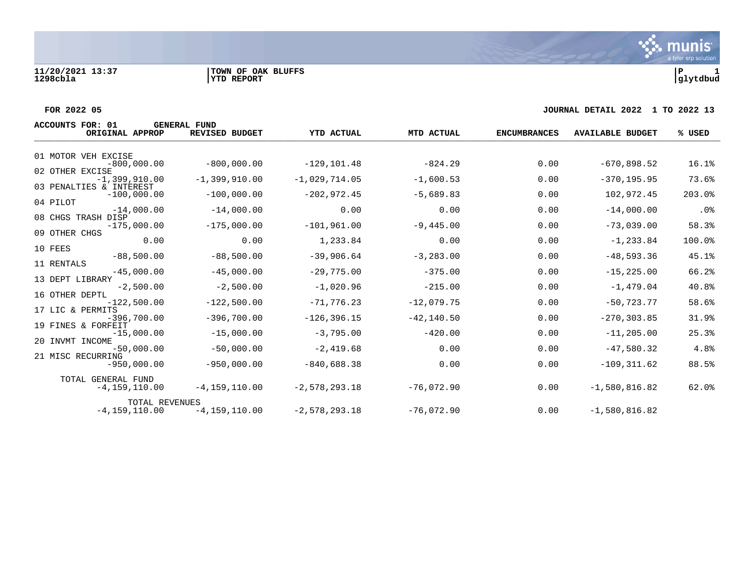11/20/2021 13:37 | TOWN OF OAK BLUFFS | P 1
1298cbla | YTD REPORT | glytdbud

**FOR 2022 05** | **JOURNAL DETAIL 2022 1 TO 2022 13**

**ACCOUNTS FOR: 01 GENERAL FUND**

| | ORIGINAL APPROP | REVISED BUDGET | YTD ACTUAL | MTD ACTUAL | ENCUMBRANCES | AVAILABLE BUDGET | % USED |
|---|---|---|---|---|---|---|---|
| 01 MOTOR VEH EXCISE | -800,000.00 | -800,000.00 | -129,101.48 | -824.29 | 0.00 | -670,898.52 | 16.1% |
| 02 OTHER EXCISE | -1,399,910.00 | -1,399,910.00 | -1,029,714.05 | -1,600.53 | 0.00 | -370,195.95 | 73.6% |
| 03 PENALTIES & INTEREST | -100,000.00 | -100,000.00 | -202,972.45 | -5,689.83 | 0.00 | 102,972.45 | 203.0% |
| 04 PILOT | -14,000.00 | -14,000.00 | 0.00 | 0.00 | 0.00 | -14,000.00 | .0% |
| 08 CHGS TRASH DISP | -175,000.00 | -175,000.00 | -101,961.00 | -9,445.00 | 0.00 | -73,039.00 | 58.3% |
| 09 OTHER CHGS | 0.00 | 0.00 | 1,233.84 | 0.00 | 0.00 | -1,233.84 | 100.0% |
| 10 FEES | -88,500.00 | -88,500.00 | -39,906.64 | -3,283.00 | 0.00 | -48,593.36 | 45.1% |
| 11 RENTALS | -45,000.00 | -45,000.00 | -29,775.00 | -375.00 | 0.00 | -15,225.00 | 66.2% |
| 13 DEPT LIBRARY | -2,500.00 | -2,500.00 | -1,020.96 | -215.00 | 0.00 | -1,479.04 | 40.8% |
| 16 OTHER DEPTL | -122,500.00 | -122,500.00 | -71,776.23 | -12,079.75 | 0.00 | -50,723.77 | 58.6% |
| 17 LIC & PERMITS | -396,700.00 | -396,700.00 | -126,396.15 | -42,140.50 | 0.00 | -270,303.85 | 31.9% |
| 19 FINES & FORFEIT | -15,000.00 | -15,000.00 | -3,795.00 | -420.00 | 0.00 | -11,205.00 | 25.3% |
| 20 INVMT INCOME | -50,000.00 | -50,000.00 | -2,419.68 | 0.00 | 0.00 | -47,580.32 | 4.8% |
| 21 MISC RECURRING | -950,000.00 | -950,000.00 | -840,688.38 | 0.00 | 0.00 | -109,311.62 | 88.5% |
| TOTAL GENERAL FUND | -4,159,110.00 | -4,159,110.00 | -2,578,293.18 | -76,072.90 | 0.00 | -1,580,816.82 | 62.0% |
| TOTAL REVENUES | -4,159,110.00 | -4,159,110.00 | -2,578,293.18 | -76,072.90 | 0.00 | -1,580,816.82 | |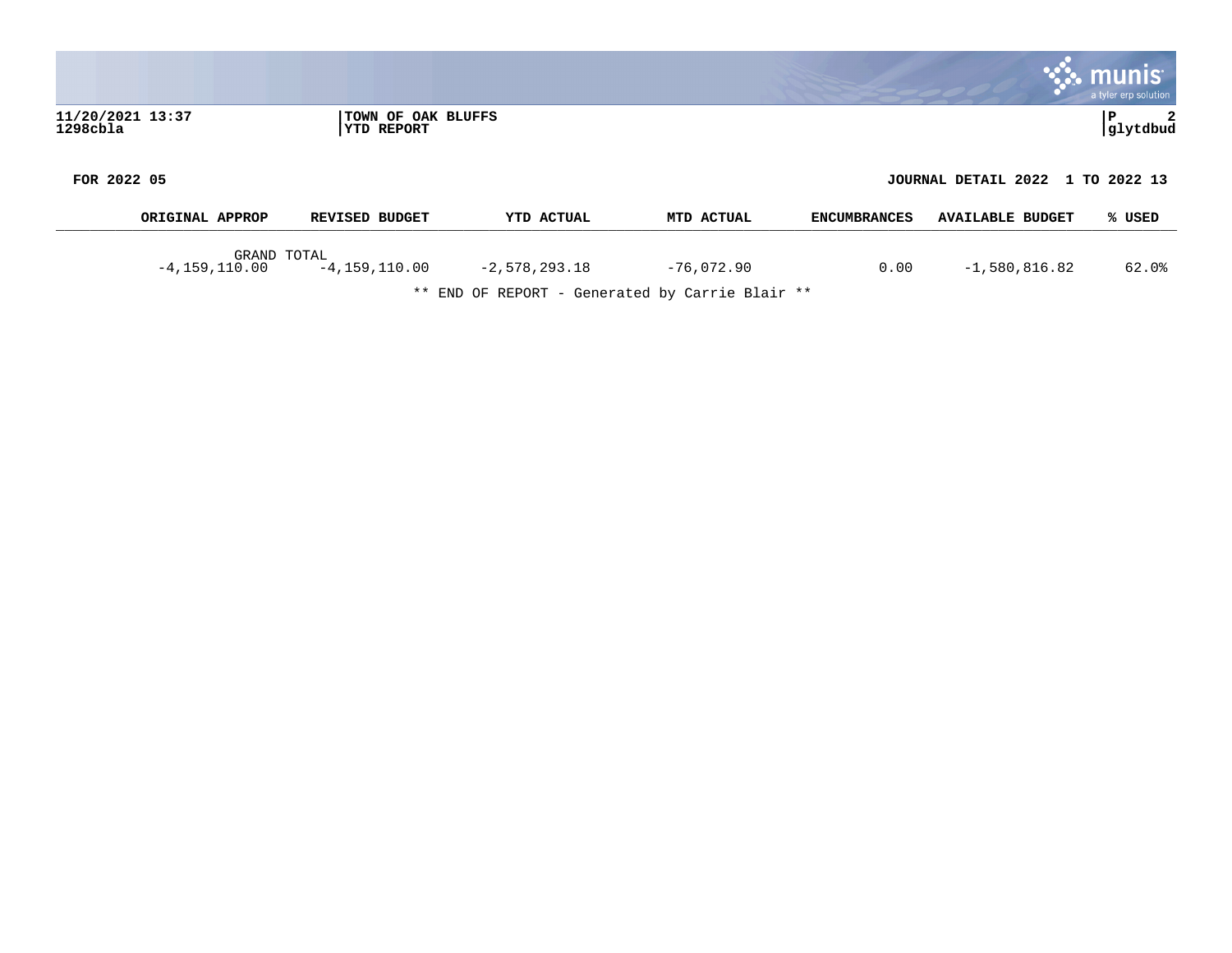**FOR 2022 05** — **JOURNAL DETAIL 2022 1 TO 2022 13**

| | ORIGINAL APPROP | REVISED BUDGET | YTD ACTUAL | MTD ACTUAL | ENCUMBRANCES | AVAILABLE BUDGET | % USED |
|---|---|---|---|---|---|---|---|
| GRAND TOTAL | -4,159,110.00 | -4,159,110.00 | -2,578,293.18 | -76,072.90 | 0.00 | -1,580,816.82 | 62.0% |

** END OF REPORT - Generated by Carrie Blair **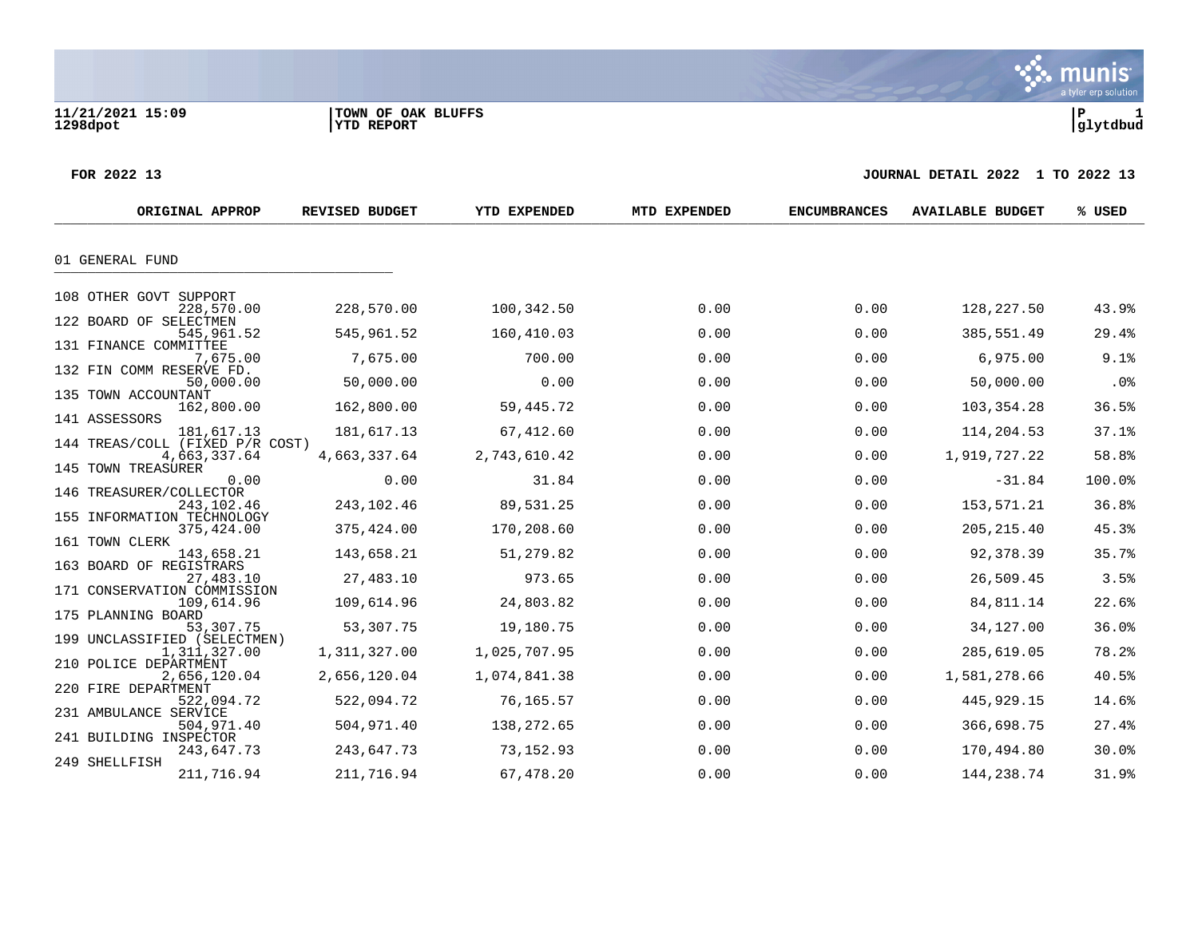11/21/2021 15:09 | TOWN OF OAK BLUFFS | P 1
1298dpot | YTD REPORT | glytdbud

FOR 2022 13 — JOURNAL DETAIL 2022 1 TO 2022 13

| | ORIGINAL APPROP | REVISED BUDGET | YTD EXPENDED | MTD EXPENDED | ENCUMBRANCES | AVAILABLE BUDGET | % USED |
|---|---|---|---|---|---|---|---|
| **01 GENERAL FUND** | | | | | | | |
| 108 OTHER GOVT SUPPORT | 228,570.00 | 228,570.00 | 100,342.50 | 0.00 | 0.00 | 128,227.50 | 43.9% |
| 122 BOARD OF SELECTMEN | 545,961.52 | 545,961.52 | 160,410.03 | 0.00 | 0.00 | 385,551.49 | 29.4% |
| 131 FINANCE COMMITTEE | 7,675.00 | 7,675.00 | 700.00 | 0.00 | 0.00 | 6,975.00 | 9.1% |
| 132 FIN COMM RESERVE FD. | 50,000.00 | 50,000.00 | 0.00 | 0.00 | 0.00 | 50,000.00 | .0% |
| 135 TOWN ACCOUNTANT | 162,800.00 | 162,800.00 | 59,445.72 | 0.00 | 0.00 | 103,354.28 | 36.5% |
| 141 ASSESSORS | 181,617.13 | 181,617.13 | 67,412.60 | 0.00 | 0.00 | 114,204.53 | 37.1% |
| 144 TREAS/COLL (FIXED P/R COST) | 4,663,337.64 | 4,663,337.64 | 2,743,610.42 | 0.00 | 0.00 | 1,919,727.22 | 58.8% |
| 145 TOWN TREASURER | 0.00 | 0.00 | 31.84 | 0.00 | 0.00 | -31.84 | 100.0% |
| 146 TREASURER/COLLECTOR | 243,102.46 | 243,102.46 | 89,531.25 | 0.00 | 0.00 | 153,571.21 | 36.8% |
| 155 INFORMATION TECHNOLOGY | 375,424.00 | 375,424.00 | 170,208.60 | 0.00 | 0.00 | 205,215.40 | 45.3% |
| 161 TOWN CLERK | 143,658.21 | 143,658.21 | 51,279.82 | 0.00 | 0.00 | 92,378.39 | 35.7% |
| 163 BOARD OF REGISTRARS | 27,483.10 | 27,483.10 | 973.65 | 0.00 | 0.00 | 26,509.45 | 3.5% |
| 171 CONSERVATION COMMISSION | 109,614.96 | 109,614.96 | 24,803.82 | 0.00 | 0.00 | 84,811.14 | 22.6% |
| 175 PLANNING BOARD | 53,307.75 | 53,307.75 | 19,180.75 | 0.00 | 0.00 | 34,127.00 | 36.0% |
| 199 UNCLASSIFIED (SELECTMEN) | 1,311,327.00 | 1,311,327.00 | 1,025,707.95 | 0.00 | 0.00 | 285,619.05 | 78.2% |
| 210 POLICE DEPARTMENT | 2,656,120.04 | 2,656,120.04 | 1,074,841.38 | 0.00 | 0.00 | 1,581,278.66 | 40.5% |
| 220 FIRE DEPARTMENT | 522,094.72 | 522,094.72 | 76,165.57 | 0.00 | 0.00 | 445,929.15 | 14.6% |
| 231 AMBULANCE SERVICE | 504,971.40 | 504,971.40 | 138,272.65 | 0.00 | 0.00 | 366,698.75 | 27.4% |
| 241 BUILDING INSPECTOR | 243,647.73 | 243,647.73 | 73,152.93 | 0.00 | 0.00 | 170,494.80 | 30.0% |
| 249 SHELLFISH | 211,716.94 | 211,716.94 | 67,478.20 | 0.00 | 0.00 | 144,238.74 | 31.9% |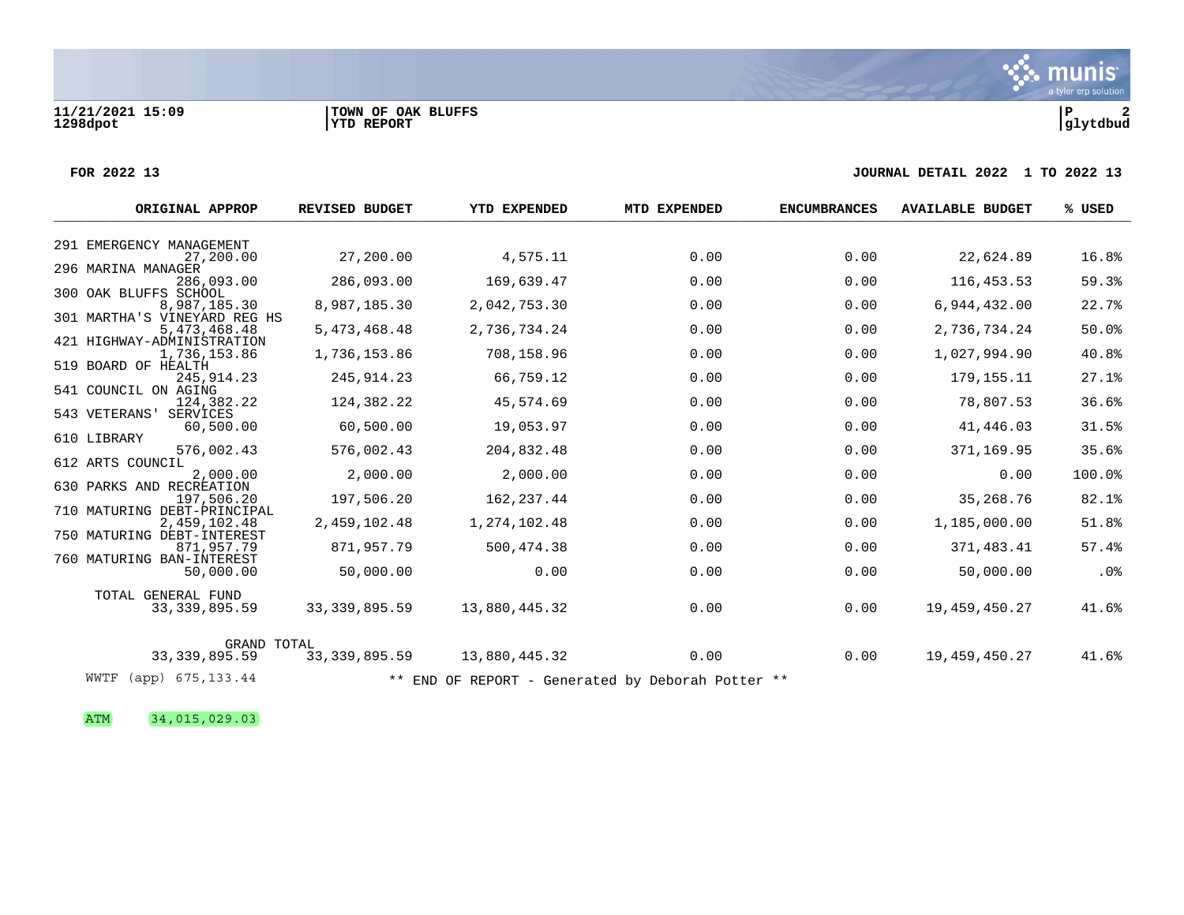11/21/2021 15:09 | TOWN OF OAK BLUFFS | P 2
1298dpot | YTD REPORT | glytdbud

**FOR 2022 13** — **JOURNAL DETAIL 2022 1 TO 2022 13**

| | ORIGINAL APPROP | REVISED BUDGET | YTD EXPENDED | MTD EXPENDED | ENCUMBRANCES | AVAILABLE BUDGET | % USED |
|---|---|---|---|---|---|---|---|
| 291 EMERGENCY MANAGEMENT | 27,200.00 | 27,200.00 | 4,575.11 | 0.00 | 0.00 | 22,624.89 | 16.8% |
| 296 MARINA MANAGER | 286,093.00 | 286,093.00 | 169,639.47 | 0.00 | 0.00 | 116,453.53 | 59.3% |
| 300 OAK BLUFFS SCHOOL | 8,987,185.30 | 8,987,185.30 | 2,042,753.30 | 0.00 | 0.00 | 6,944,432.00 | 22.7% |
| 301 MARTHA'S VINEYARD REG HS | 5,473,468.48 | 5,473,468.48 | 2,736,734.24 | 0.00 | 0.00 | 2,736,734.24 | 50.0% |
| 421 HIGHWAY-ADMINISTRATION | 1,736,153.86 | 1,736,153.86 | 708,158.96 | 0.00 | 0.00 | 1,027,994.90 | 40.8% |
| 519 BOARD OF HEALTH | 245,914.23 | 245,914.23 | 66,759.12 | 0.00 | 0.00 | 179,155.11 | 27.1% |
| 541 COUNCIL ON AGING | 124,382.22 | 124,382.22 | 45,574.69 | 0.00 | 0.00 | 78,807.53 | 36.6% |
| 543 VETERANS' SERVICES | 60,500.00 | 60,500.00 | 19,053.97 | 0.00 | 0.00 | 41,446.03 | 31.5% |
| 610 LIBRARY | 576,002.43 | 576,002.43 | 204,832.48 | 0.00 | 0.00 | 371,169.95 | 35.6% |
| 612 ARTS COUNCIL | 2,000.00 | 2,000.00 | 2,000.00 | 0.00 | 0.00 | 0.00 | 100.0% |
| 630 PARKS AND RECREATION | 197,506.20 | 197,506.20 | 162,237.44 | 0.00 | 0.00 | 35,268.76 | 82.1% |
| 710 MATURING DEBT-PRINCIPAL | 2,459,102.48 | 2,459,102.48 | 1,274,102.48 | 0.00 | 0.00 | 1,185,000.00 | 51.8% |
| 750 MATURING DEBT-INTEREST | 871,957.79 | 871,957.79 | 500,474.38 | 0.00 | 0.00 | 371,483.41 | 57.4% |
| 760 MATURING BAN-INTEREST | 50,000.00 | 50,000.00 | 0.00 | 0.00 | 0.00 | 50,000.00 | .0% |
| TOTAL GENERAL FUND | 33,339,895.59 | 33,339,895.59 | 13,880,445.32 | 0.00 | 0.00 | 19,459,450.27 | 41.6% |
| GRAND TOTAL | 33,339,895.59 | 33,339,895.59 | 13,880,445.32 | 0.00 | 0.00 | 19,459,450.27 | 41.6% |

WWTF (app) 675,133.44

** END OF REPORT - Generated by Deborah Potter **

ATM 34,015,029.03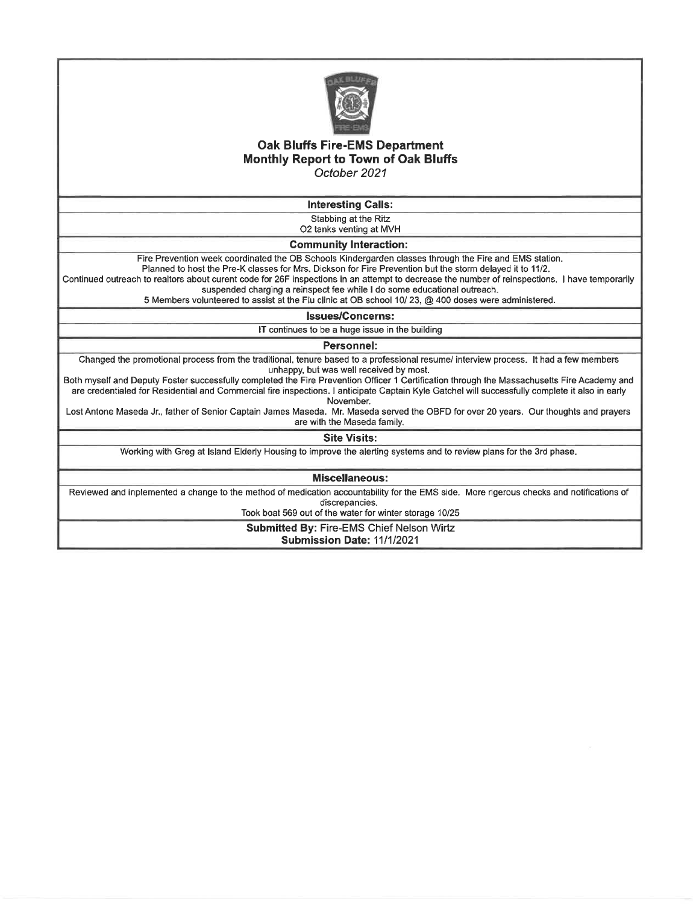# Oak Bluffs Fire-EMS Department
## Monthly Report to Town of Oak Bluffs
*October 2021*

### Interesting Calls:

Stabbing at the Ritz

O2 tanks venting at MVH

### Community Interaction:

Fire Prevention week coordinated the OB Schools Kindergarden classes through the Fire and EMS station.

Planned to host the Pre-K classes for Mrs. Dickson for Fire Prevention but the storm delayed it to 11/2.

Continued outreach to realtors about curent code for 26F inspections in an attempt to decrease the number of reinspections. I have temporarily suspended charging a reinspect fee while I do some educational outreach.

5 Members volunteered to assist at the Flu clinic at OB school 10/ 23, @ 400 doses were administered.

### Issues/Concerns:

IT continues to be a huge issue in the building

### Personnel:

Changed the promotional process from the traditional, tenure based to a professional resume/ interview process. It had a few members unhappy, but was well received by most.

Both myself and Deputy Foster successfully completed the Fire Prevention Officer 1 Certification through the Massachusetts Fire Academy and are credentialed for Residential and Commercial fire inspections. I anticipate Captain Kyle Gatchel will successfully complete it also in early November.

Lost Antone Maseda Jr., father of Senior Captain James Maseda. Mr. Maseda served the OBFD for over 20 years. Our thoughts and prayers are with the Maseda family.

### Site Visits:

Working with Greg at Island Elderly Housing to improve the alerting systems and to review plans for the 3rd phase.

### Miscellaneous:

Reviewed and inplemented a change to the method of medication accountability for the EMS side. More rigerous checks and notifications of discrepancies.

Took boat 569 out of the water for winter storage 10/25

**Submitted By:** Fire-EMS Chief Nelson Wirtz

**Submission Date:** 11/1/2021